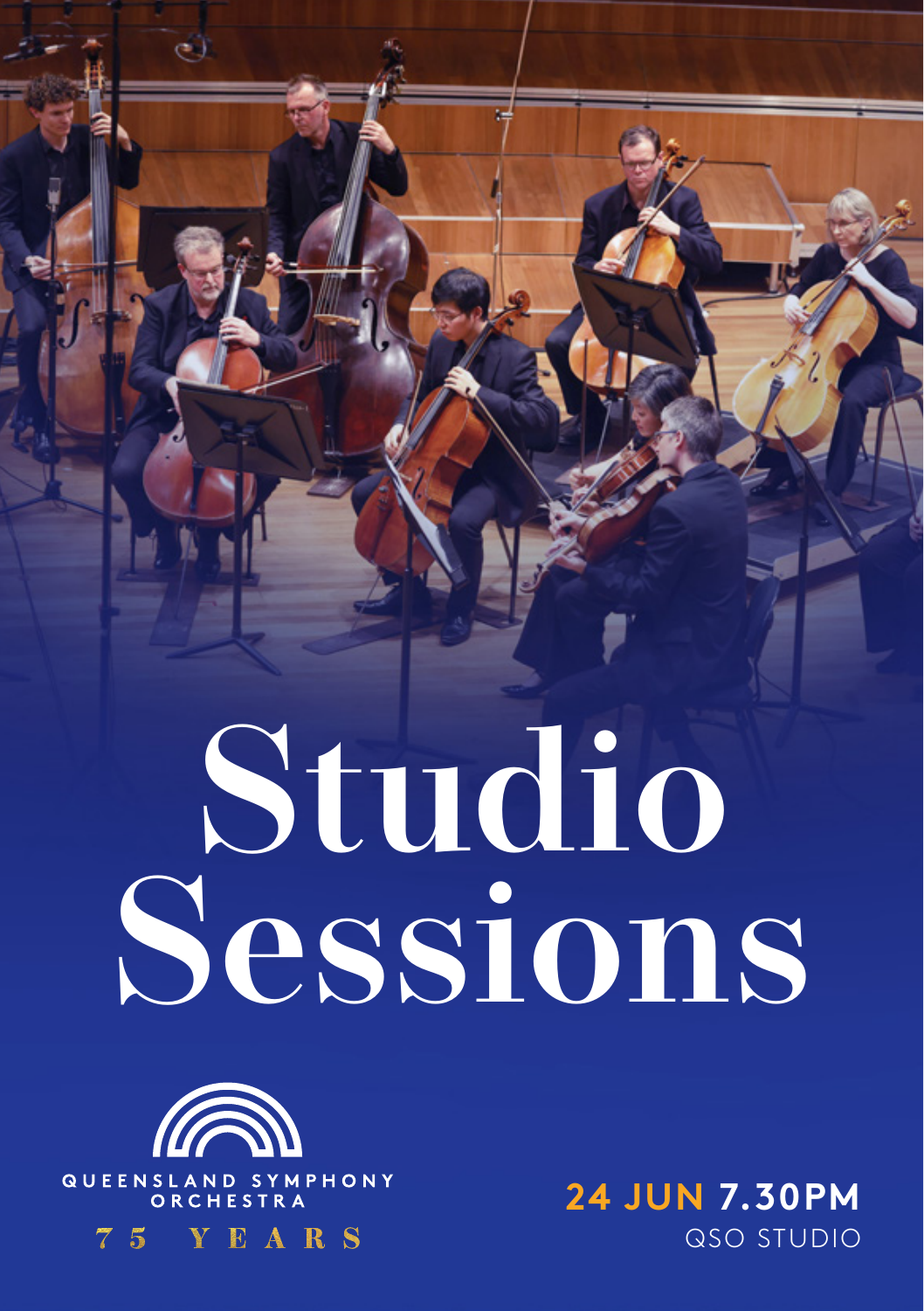# Studio Sessions

QUEENSLAND SYMPHONY ORCHESTRA

75 YEARS

**24 JUN 7.30PM**

QSO STUDIO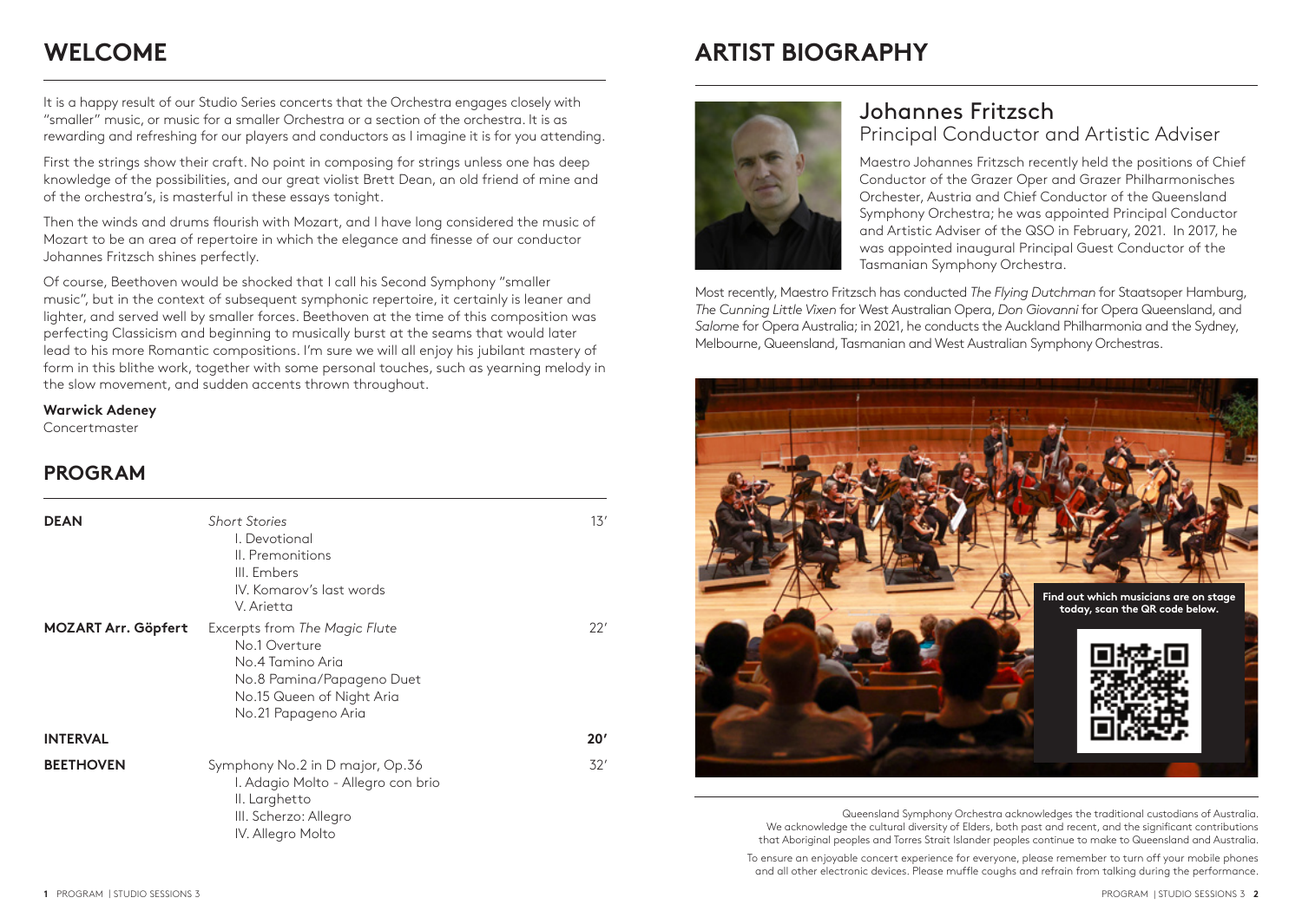# WELCOME

It is a happy result of our Studio Series concerts that the Orchestra engages closely with "smaller" music, or music for a smaller Orchestra or a section of the orchestra. It is as rewarding and refreshing for our players and conductors as I imagine it is for you attending.

First the strings show their craft. No point in composing for strings unless one has deep knowledge of the possibilities, and our great violist Brett Dean, an old friend of mine and of the orchestra's, is masterful in these essays tonight.

Then the winds and drums flourish with Mozart, and I have long considered the music of Mozart to be an area of repertoire in which the elegance and finesse of our conductor Johannes Fritzsch shines perfectly.

Of course, Beethoven would be shocked that I call his Second Symphony "smaller music", but in the context of subsequent symphonic repertoire, it certainly is leaner and lighter, and served well by smaller forces. Beethoven at the time of this composition was perfecting Classicism and beginning to musically burst at the seams that would later lead to his more Romantic compositions. I'm sure we will all enjoy his jubilant mastery of form in this blithe work, together with some personal touches, such as yearning melody in the slow movement, and sudden accents thrown throughout.

**Warwick Adeney**
Concertmaster

## PROGRAM

| | | |
|---|---|---|
| **DEAN** | *Short Stories*<br>I. Devotional<br>II. Premonitions<br>III. Embers<br>IV. Komarov's last words<br>V. Arietta | 13′ |
| **MOZART Arr. Göpfert** | Excerpts from *The Magic Flute*<br>No.1 Overture<br>No.4 Tamino Aria<br>No.8 Pamina/Papageno Duet<br>No.15 Queen of Night Aria<br>No.21 Papageno Aria | 22′ |
| **INTERVAL** | | **20′** |
| **BEETHOVEN** | Symphony No.2 in D major, Op.36<br>I. Adagio Molto - Allegro con brio<br>II. Larghetto<br>III. Scherzo: Allegro<br>IV. Allegro Molto | 32′ |

# ARTIST BIOGRAPHY

## Johannes Fritzsch
### Principal Conductor and Artistic Adviser

Maestro Johannes Fritzsch recently held the positions of Chief Conductor of the Grazer Oper and Grazer Philharmonisches Orchester, Austria and Chief Conductor of the Queensland Symphony Orchestra; he was appointed Principal Conductor and Artistic Adviser of the QSO in February, 2021. In 2017, he was appointed inaugural Principal Guest Conductor of the Tasmanian Symphony Orchestra.

Most recently, Maestro Fritzsch has conducted *The Flying Dutchman* for Staatsoper Hamburg, *The Cunning Little Vixen* for West Australian Opera, *Don Giovanni* for Opera Queensland, and *Salome* for Opera Australia; in 2021, he conducts the Auckland Philharmonia and the Sydney, Melbourne, Queensland, Tasmanian and West Australian Symphony Orchestras.

**Find out which musicians are on stage today, scan the QR code below.**

Queensland Symphony Orchestra acknowledges the traditional custodians of Australia. We acknowledge the cultural diversity of Elders, both past and recent, and the significant contributions that Aboriginal peoples and Torres Strait Islander peoples continue to make to Queensland and Australia.

To ensure an enjoyable concert experience for everyone, please remember to turn off your mobile phones and all other electronic devices. Please muffle coughs and refrain from talking during the performance.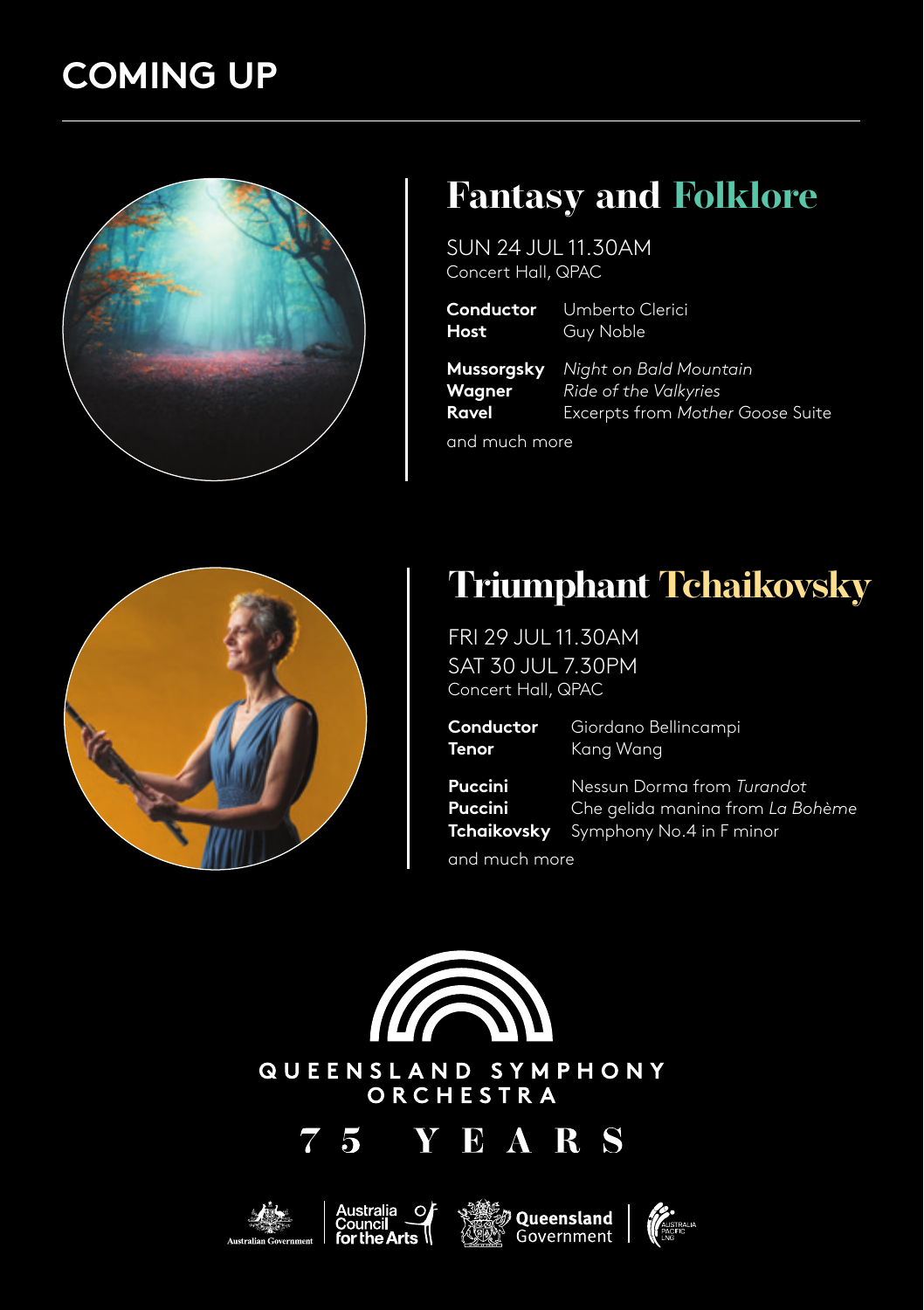# COMING UP

## Fantasy and Folklore

SUN 24 JUL 11.30AM
Concert Hall, QPAC

**Conductor** Umberto Clerici
**Host** Guy Noble

**Mussorgsky** *Night on Bald Mountain*
**Wagner** *Ride of the Valkyries*
**Ravel** Excerpts from *Mother Goose* Suite

and much more

## Triumphant Tchaikovsky

FRI 29 JUL 11.30AM
SAT 30 JUL 7.30PM
Concert Hall, QPAC

**Conductor** Giordano Bellincampi
**Tenor** Kang Wang

**Puccini** Nessun Dorma from *Turandot*
**Puccini** Che gelida manina from *La Bohème*
**Tchaikovsky** Symphony No.4 in F minor

and much more

QUEENSLAND SYMPHONY ORCHESTRA

75 YEARS

Australian Government | Australia Council for the Arts | Queensland Government | Australia Pacific LNG